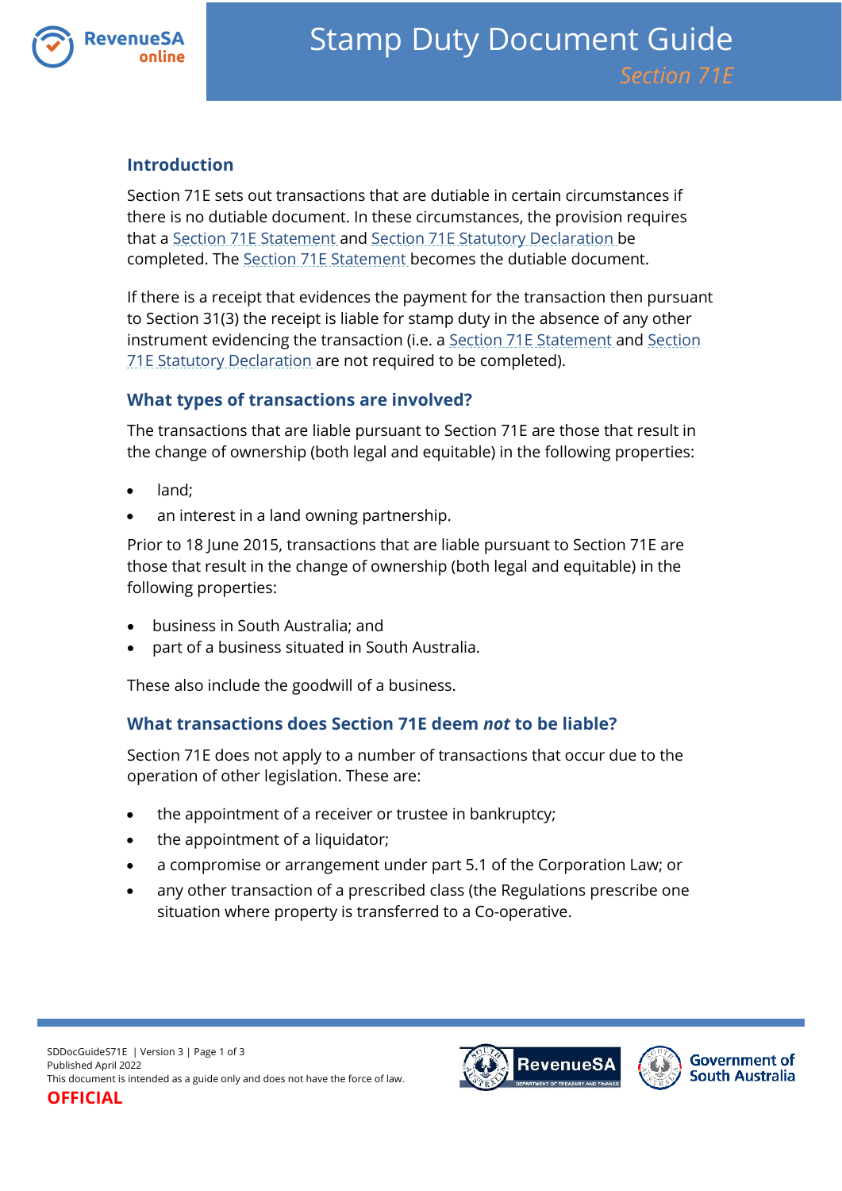# Stamp Duty Document Guide

*Section 71E*

## Introduction

Section 71E sets out transactions that are dutiable in certain circumstances if there is no dutiable document. In these circumstances, the provision requires that a Section 71E Statement and Section 71E Statutory Declaration be completed. The Section 71E Statement becomes the dutiable document.

If there is a receipt that evidences the payment for the transaction then pursuant to Section 31(3) the receipt is liable for stamp duty in the absence of any other instrument evidencing the transaction (i.e. a Section 71E Statement and Section 71E Statutory Declaration are not required to be completed).

### What types of transactions are involved?

The transactions that are liable pursuant to Section 71E are those that result in the change of ownership (both legal and equitable) in the following properties:

- land;
- an interest in a land owning partnership.

Prior to 18 June 2015, transactions that are liable pursuant to Section 71E are those that result in the change of ownership (both legal and equitable) in the following properties:

- business in South Australia; and
- part of a business situated in South Australia.

These also include the goodwill of a business.

### What transactions does Section 71E deem *not* to be liable?

Section 71E does not apply to a number of transactions that occur due to the operation of other legislation. These are:

- the appointment of a receiver or trustee in bankruptcy;
- the appointment of a liquidator;
- a compromise or arrangement under part 5.1 of the Corporation Law; or
- any other transaction of a prescribed class (the Regulations prescribe one situation where property is transferred to a Co-operative.

SDDocGuideS71E | Version 3
Published April 2022
This document is intended as a guide only and does not have the force of law.

**OFFICIAL**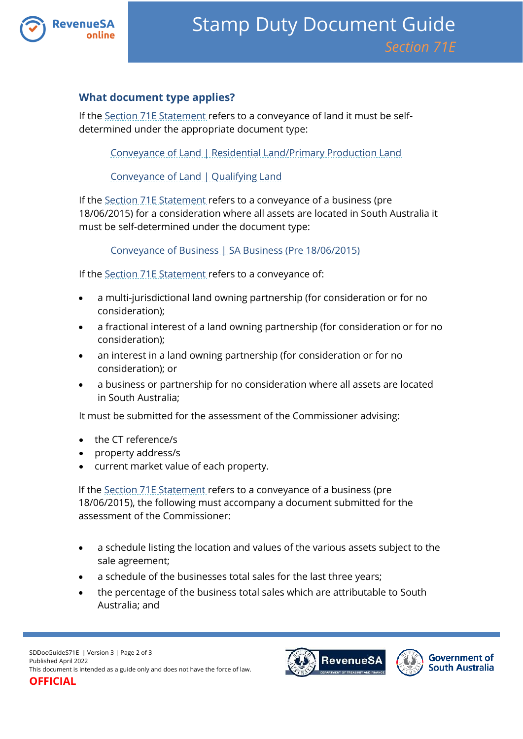### What document type applies?

If the Section 71E Statement refers to a conveyance of land it must be self-determined under the appropriate document type:

> Conveyance of Land | Residential Land/Primary Production Land
>
> Conveyance of Land | Qualifying Land

If the Section 71E Statement refers to a conveyance of a business (pre 18/06/2015) for a consideration where all assets are located in South Australia it must be self-determined under the document type:

> Conveyance of Business | SA Business (Pre 18/06/2015)

If the Section 71E Statement refers to a conveyance of:

- a multi-jurisdictional land owning partnership (for consideration or for no consideration);
- a fractional interest of a land owning partnership (for consideration or for no consideration);
- an interest in a land owning partnership (for consideration or for no consideration); or
- a business or partnership for no consideration where all assets are located in South Australia;

It must be submitted for the assessment of the Commissioner advising:

- the CT reference/s
- property address/s
- current market value of each property.

If the Section 71E Statement refers to a conveyance of a business (pre 18/06/2015), the following must accompany a document submitted for the assessment of the Commissioner:

- a schedule listing the location and values of the various assets subject to the sale agreement;
- a schedule of the businesses total sales for the last three years;
- the percentage of the business total sales which are attributable to South Australia; and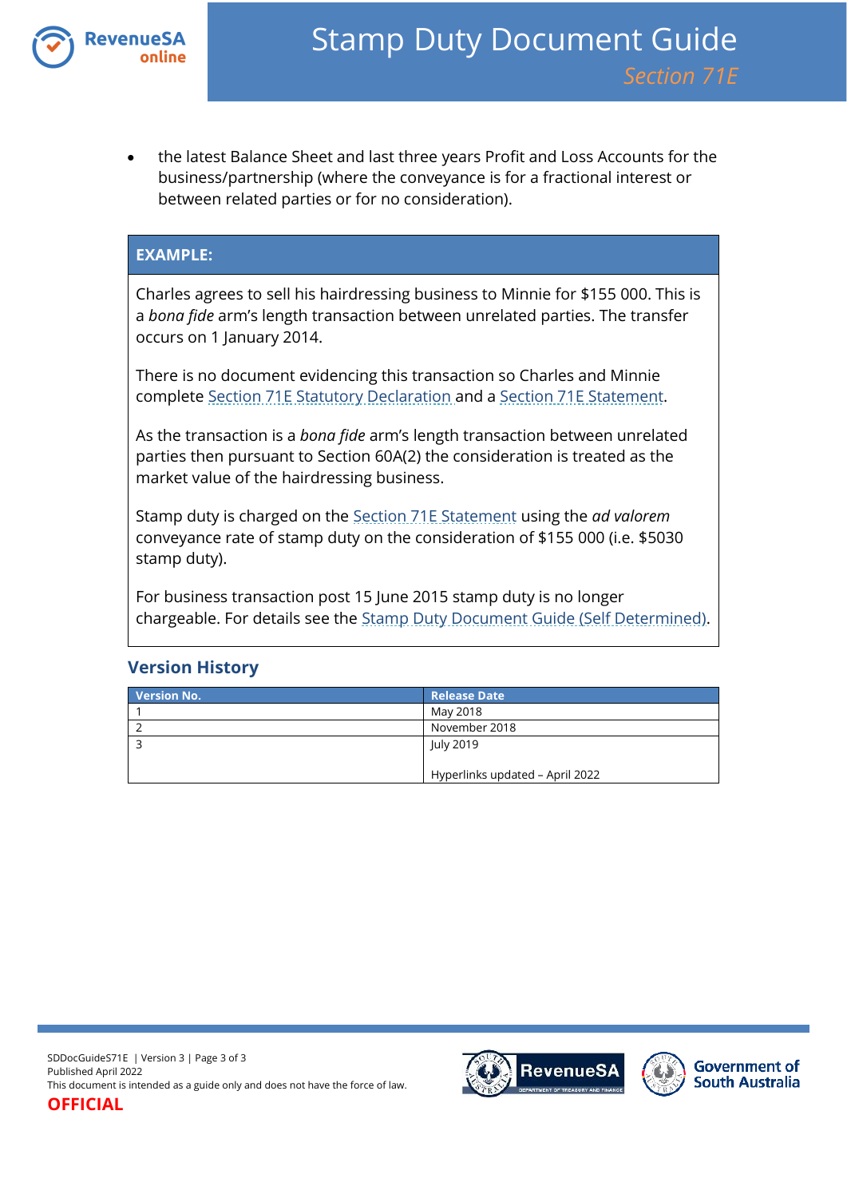- the latest Balance Sheet and last three years Profit and Loss Accounts for the business/partnership (where the conveyance is for a fractional interest or between related parties or for no consideration).

**EXAMPLE:**

Charles agrees to sell his hairdressing business to Minnie for $155 000. This is a *bona fide* arm's length transaction between unrelated parties. The transfer occurs on 1 January 2014.

There is no document evidencing this transaction so Charles and Minnie complete Section 71E Statutory Declaration and a Section 71E Statement.

As the transaction is a *bona fide* arm's length transaction between unrelated parties then pursuant to Section 60A(2) the consideration is treated as the market value of the hairdressing business.

Stamp duty is charged on the Section 71E Statement using the *ad valorem* conveyance rate of stamp duty on the consideration of $155 000 (i.e. $5030 stamp duty).

For business transaction post 15 June 2015 stamp duty is no longer chargeable. For details see the Stamp Duty Document Guide (Self Determined).

## Version History

| Version No. | Release Date |
| --- | --- |
| 1 | May 2018 |
| 2 | November 2018 |
| 3 | July 2019<br><br>Hyperlinks updated – April 2022 |

SDDocGuideS71E | Version 3
Published April 2022
This document is intended as a guide only and does not have the force of law.

**OFFICIAL**